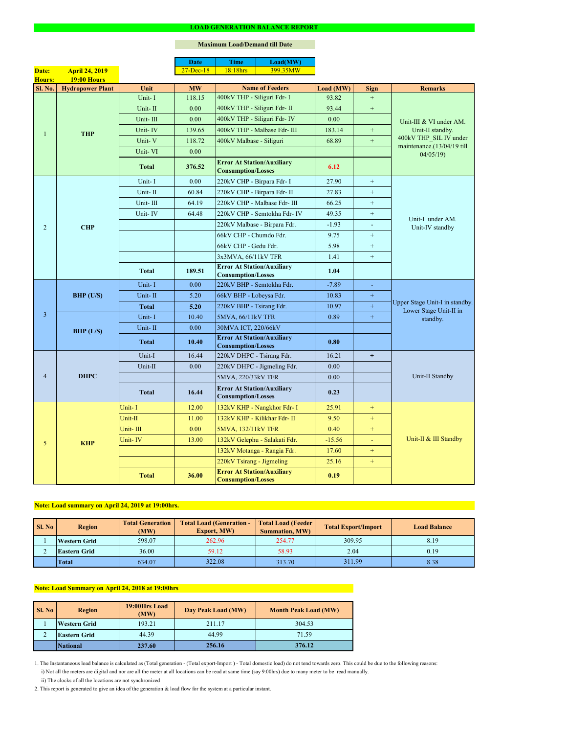# LOAD GENERATION BALANCE REPORT

**Maximum Load/Demand till Date**

| Date | Time | Load(MW) |
|---|---|---|
| 27-Dec-18 | 18:18hrs | 399.35MW |

**Date:** April 24, 2019
**Hours:** 19:00 Hours

| Sl. No. | Hydropower Plant | Unit | MW | Name of Feeders | Load (MW) | Sign | Remarks |
|---|---|---|---|---|---|---|---|
| 1 | THP | Unit- I | 118.15 | 400kV THP - Siliguri Fdr- I | 93.82 | + | Unit-III & VI under AM. Unit-II standby. 400kV THP_SIL IV under maintenance.(13/04/19 till 04/05/19) |
| | | Unit- II | 0.00 | 400kV THP - Siliguri Fdr- II | 93.44 | + | |
| | | Unit- III | 0.00 | 400kV THP - Siliguri Fdr- IV | 0.00 | | |
| | | Unit- IV | 139.65 | 400kV THP - Malbase Fdr- III | 183.14 | + | |
| | | Unit- V | 118.72 | 400kV Malbase - Siliguri | 68.89 | + | |
| | | Unit- VI | 0.00 | | | | |
| | | **Total** | **376.52** | **Error At Station/Auxiliary Consumption/Losses** | **6.12** | | |
| 2 | CHP | Unit- I | 0.00 | 220kV CHP - Birpara Fdr- I | 27.90 | + | Unit-I under AM. Unit-IV standby |
| | | Unit- II | 60.84 | 220kV CHP - Birpara Fdr- II | 27.83 | + | |
| | | Unit- III | 64.19 | 220kV CHP - Malbase Fdr- III | 66.25 | + | |
| | | Unit- IV | 64.48 | 220kV CHP - Semtokha Fdr- IV | 49.35 | + | |
| | | | | 220kV Malbase - Birpara Fdr. | -1.93 | - | |
| | | | | 66kV CHP - Chumdo Fdr. | 9.75 | + | |
| | | | | 66kV CHP - Gedu Fdr. | 5.98 | + | |
| | | | | 3x3MVA, 66/11kV TFR | 1.41 | + | |
| | | **Total** | **189.51** | **Error At Station/Auxiliary Consumption/Losses** | **1.04** | | |
| 3 | BHP (U/S) | Unit- I | 0.00 | 220kV BHP - Semtokha Fdr. | -7.89 | - | Upper Stage Unit-I in standby. Lower Stage Unit-II in standby. |
| | | Unit- II | 5.20 | 66kV BHP - Lobeysa Fdr. | 10.83 | + | |
| | | **Total** | **5.20** | 220kV BHP - Tsirang Fdr. | 10.97 | + | |
| | BHP (L/S) | Unit- I | 10.40 | 5MVA, 66/11kV TFR | 0.89 | + | |
| | | Unit- II | 0.00 | 30MVA ICT, 220/66kV | | | |
| | | **Total** | **10.40** | **Error At Station/Auxiliary Consumption/Losses** | **0.80** | | |
| 4 | DHPC | Unit-I | 16.44 | 220kV DHPC - Tsirang Fdr. | 16.21 | + | Unit-II Standby |
| | | Unit-II | 0.00 | 220kV DHPC - Jigmeling Fdr. | 0.00 | | |
| | | | | 5MVA, 220/33kV TFR | 0.00 | | |
| | | **Total** | **16.44** | **Error At Station/Auxiliary Consumption/Losses** | **0.23** | | |
| 5 | KHP | Unit- I | 12.00 | 132kV KHP - Nangkhor Fdr- I | 25.91 | + | Unit-II & III Standby |
| | | Unit-II | 11.00 | 132kV KHP - Kilikhar Fdr- II | 9.50 | + | |
| | | Unit- III | 0.00 | 5MVA, 132/11kV TFR | 0.40 | + | |
| | | Unit- IV | 13.00 | 132kV Gelephu - Salakati Fdr. | -15.56 | - | |
| | | | | 132kV Motanga - Rangia Fdr. | 17.60 | + | |
| | | | | 220kV Tsirang - Jigmeling | 25.16 | + | |
| | | **Total** | **36.00** | **Error At Station/Auxiliary Consumption/Losses** | **0.19** | | |

**Note: Load summary on April 24, 2019 at 19:00hrs.**

| Sl. No | Region | Total Generation (MW) | Total Load (Generation - Export, MW) | Total Load (Feeder Summation, MW) | Total Export/Import | Load Balance |
|---|---|---|---|---|---|---|
| 1 | Western Grid | 598.07 | 262.96 | 254.77 | 309.95 | 8.19 |
| 2 | Eastern Grid | 36.00 | 59.12 | 58.93 | 2.04 | 0.19 |
| | **Total** | 634.07 | 322.08 | 313.70 | 311.99 | 8.38 |

**Note: Load Summary on April 24, 2018 at 19:00hrs**

| Sl. No | Region | 19:00Hrs Load (MW) | Day Peak Load (MW) | Month Peak Load (MW) |
|---|---|---|---|---|
| 1 | Western Grid | 193.21 | 211.17 | 304.53 |
| 2 | Eastern Grid | 44.39 | 44.99 | 71.59 |
| | **National** | **237.60** | **256.16** | **376.12** |

1. The Instantaneous load balance is calculated as (Total generation - (Total export-Import ) - Total domestic load) do not tend towards zero. This could be due to the following reasons:
   i) Not all the meters are digital and nor are all the meter at all locations can be read at same time (say 9:00hrs) due to many meter to be read manually.
   ii) The clocks of all the locations are not synchronized
2. This report is generated to give an idea of the generation & load flow for the system at a particular instant.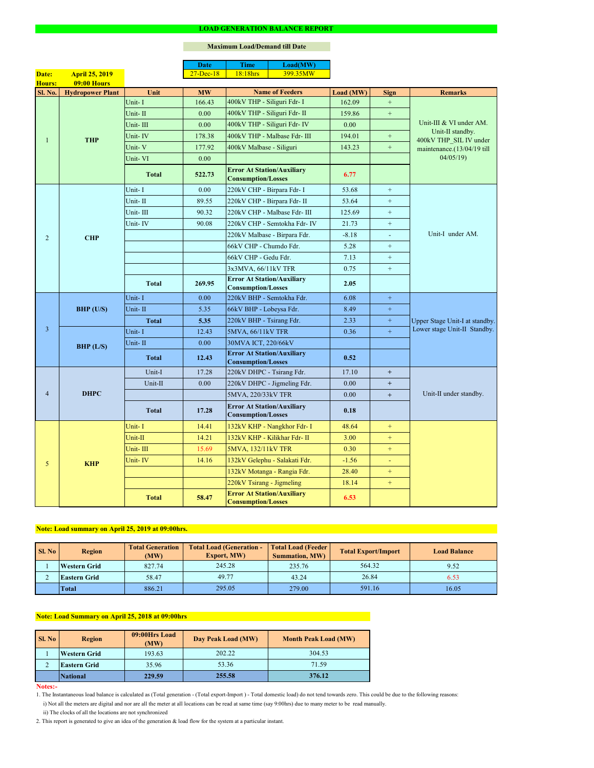# LOAD GENERATION BALANCE REPORT

**Maximum Load/Demand till Date**

| Date | Time | Load(MW) |
|---|---|---|
| 27-Dec-18 | 18:18hrs | 399.35MW |

**Date:** April 25, 2019
**Hours:** 09:00 Hours

| Sl. No. | Hydropower Plant | Unit | MW | Name of Feeders | Load (MW) | Sign | Remarks |
|---|---|---|---|---|---|---|---|
| 1 | THP | Unit- I | 166.43 | 400kV THP - Siliguri Fdr- I | 162.09 | + | Unit-III & VI under AM. Unit-II standby. 400kV THP_SIL IV under maintenance.(13/04/19 till 04/05/19) |
| | | Unit- II | 0.00 | 400kV THP - Siliguri Fdr- II | 159.86 | + | |
| | | Unit- III | 0.00 | 400kV THP - Siliguri Fdr- IV | 0.00 | | |
| | | Unit- IV | 178.38 | 400kV THP - Malbase Fdr- III | 194.01 | + | |
| | | Unit- V | 177.92 | 400kV Malbase - Siliguri | 143.23 | + | |
| | | Unit- VI | 0.00 | | | | |
| | | Total | 522.73 | Error At Station/Auxiliary Consumption/Losses | 6.77 | | |
| 2 | CHP | Unit- I | 0.00 | 220kV CHP - Birpara Fdr- I | 53.68 | + | Unit-I under AM. |
| | | Unit- II | 89.55 | 220kV CHP - Birpara Fdr- II | 53.64 | + | |
| | | Unit- III | 90.32 | 220kV CHP - Malbase Fdr- III | 125.69 | + | |
| | | Unit- IV | 90.08 | 220kV CHP - Semtokha Fdr- IV | 21.73 | + | |
| | | | | 220kV Malbase - Birpara Fdr. | -8.18 | - | |
| | | | | 66kV CHP - Chumdo Fdr. | 5.28 | + | |
| | | | | 66kV CHP - Gedu Fdr. | 7.13 | + | |
| | | | | 3x3MVA, 66/11kV TFR | 0.75 | + | |
| | | Total | 269.95 | Error At Station/Auxiliary Consumption/Losses | 2.05 | | |
| 3 | BHP (U/S) | Unit- I | 0.00 | 220kV BHP - Semtokha Fdr. | 6.08 | + | Upper Stage Unit-I at standby. Lower stage Unit-II Standby. |
| | | Unit- II | 5.35 | 66kV BHP - Lobeysa Fdr. | 8.49 | + | |
| | | Total | 5.35 | 220kV BHP - Tsirang Fdr. | 2.33 | + | |
| | BHP (L/S) | Unit- I | 12.43 | 5MVA, 66/11kV TFR | 0.36 | + | |
| | | Unit- II | 0.00 | 30MVA ICT, 220/66kV | | | |
| | | Total | 12.43 | Error At Station/Auxiliary Consumption/Losses | 0.52 | | |
| 4 | DHPC | Unit-I | 17.28 | 220kV DHPC - Tsirang Fdr. | 17.10 | + | Unit-II under standby. |
| | | Unit-II | 0.00 | 220kV DHPC - Jigmeling Fdr. | 0.00 | + | |
| | | | | 5MVA, 220/33kV TFR | 0.00 | + | |
| | | Total | 17.28 | Error At Station/Auxiliary Consumption/Losses | 0.18 | | |
| 5 | KHP | Unit- I | 14.41 | 132kV KHP - Nangkhor Fdr- I | 48.64 | + | |
| | | Unit-II | 14.21 | 132kV KHP - Kilikhar Fdr- II | 3.00 | + | |
| | | Unit- III | 15.69 | 5MVA, 132/11kV TFR | 0.30 | + | |
| | | Unit- IV | 14.16 | 132kV Gelephu - Salakati Fdr. | -1.56 | - | |
| | | | | 132kV Motanga - Rangia Fdr. | 28.40 | + | |
| | | | | 220kV Tsirang - Jigmeling | 18.14 | + | |
| | | Total | 58.47 | Error At Station/Auxiliary Consumption/Losses | 6.53 | | |

**Note: Load summary on April 25, 2019 at 09:00hrs.**

| Sl. No | Region | Total Generation (MW) | Total Load (Generation - Export, MW) | Total Load (Feeder Summation, MW) | Total Export/Import | Load Balance |
|---|---|---|---|---|---|---|
| 1 | Western Grid | 827.74 | 245.28 | 235.76 | 564.32 | 9.52 |
| 2 | Eastern Grid | 58.47 | 49.77 | 43.24 | 26.84 | 6.53 |
| | Total | 886.21 | 295.05 | 279.00 | 591.16 | 16.05 |

**Note: Load Summary on April 25, 2018 at 09:00hrs**

| Sl. No | Region | 09:00Hrs Load (MW) | Day Peak Load (MW) | Month Peak Load (MW) |
|---|---|---|---|---|
| 1 | Western Grid | 193.63 | 202.22 | 304.53 |
| 2 | Eastern Grid | 35.96 | 53.36 | 71.59 |
| | National | 229.59 | 255.58 | 376.12 |

**Notes:-**

1. The Instantaneous load balance is calculated as (Total generation - (Total export-Import ) - Total domestic load) do not tend towards zero. This could be due to the following reasons:
   i) Not all the meters are digital and nor are all the meter at all locations can be read at same time (say 9:00hrs) due to many meter to be read manually.
   ii) The clocks of all the locations are not synchronized
2. This report is generated to give an idea of the generation & load flow for the system at a particular instant.